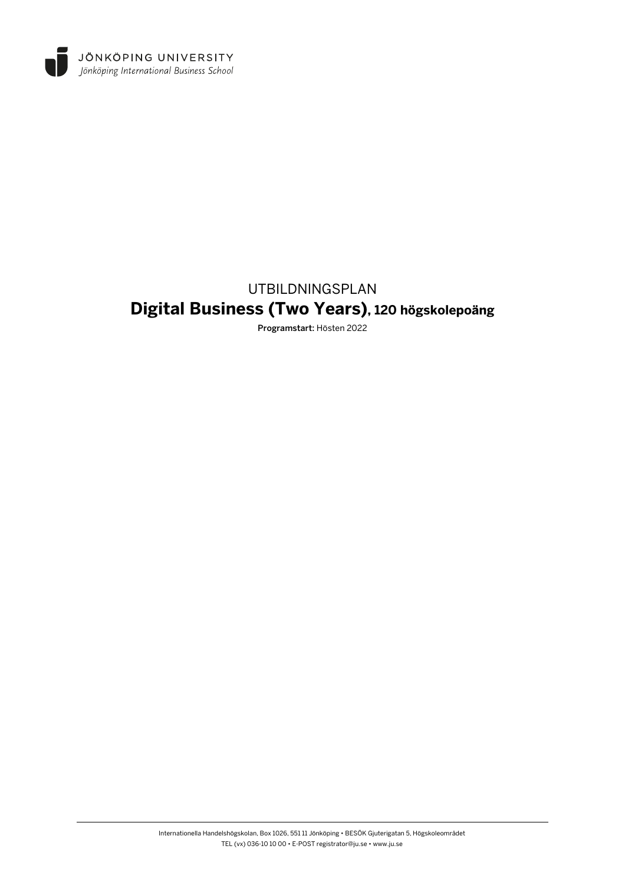JÖNKÖPING UNIVERSITY
*Jönköping International Business School*

UTBILDNINGSPLAN

# Digital Business (Two Years), 120 högskolepoäng

**Programstart:** Hösten 2022

Internationella Handelshögskolan, Box 1026, 551 11 Jönköping • BESÖK Gjuterigatan 5, Högskoleområdet
TEL (vx) 036-10 10 00 • E-POST registrator@ju.se • www.ju.se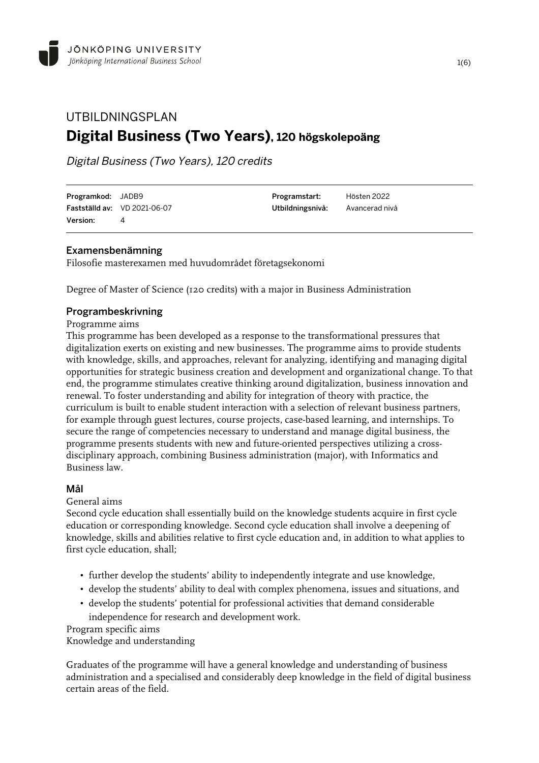# UTBILDNINGSPLAN

# **Digital Business (Two Years)**, 120 högskolepoäng

*Digital Business (Two Years), 120 credits*

| | | | |
|---|---|---|---|
| **Programkod:** | JADB9 | **Programstart:** | Hösten 2022 |
| **Fastställd av:** | VD 2021-06-07 | **Utbildningsnivå:** | Avancerad nivå |
| **Version:** | 4 | | |

## Examensbenämning

Filosofie masterexamen med huvudområdet företagsekonomi

Degree of Master of Science (120 credits) with a major in Business Administration

## Programbeskrivning

Programme aims

This programme has been developed as a response to the transformational pressures that digitalization exerts on existing and new businesses. The programme aims to provide students with knowledge, skills, and approaches, relevant for analyzing, identifying and managing digital opportunities for strategic business creation and development and organizational change. To that end, the programme stimulates creative thinking around digitalization, business innovation and renewal. To foster understanding and ability for integration of theory with practice, the curriculum is built to enable student interaction with a selection of relevant business partners, for example through guest lectures, course projects, case-based learning, and internships. To secure the range of competencies necessary to understand and manage digital business, the programme presents students with new and future-oriented perspectives utilizing a cross-disciplinary approach, combining Business administration (major), with Informatics and Business law.

## Mål

General aims

Second cycle education shall essentially build on the knowledge students acquire in first cycle education or corresponding knowledge. Second cycle education shall involve a deepening of knowledge, skills and abilities relative to first cycle education and, in addition to what applies to first cycle education, shall;

- further develop the students' ability to independently integrate and use knowledge,
- develop the students' ability to deal with complex phenomena, issues and situations, and
- develop the students' potential for professional activities that demand considerable independence for research and development work.

Program specific aims

Knowledge and understanding

Graduates of the programme will have a general knowledge and understanding of business administration and a specialised and considerably deep knowledge in the field of digital business certain areas of the field.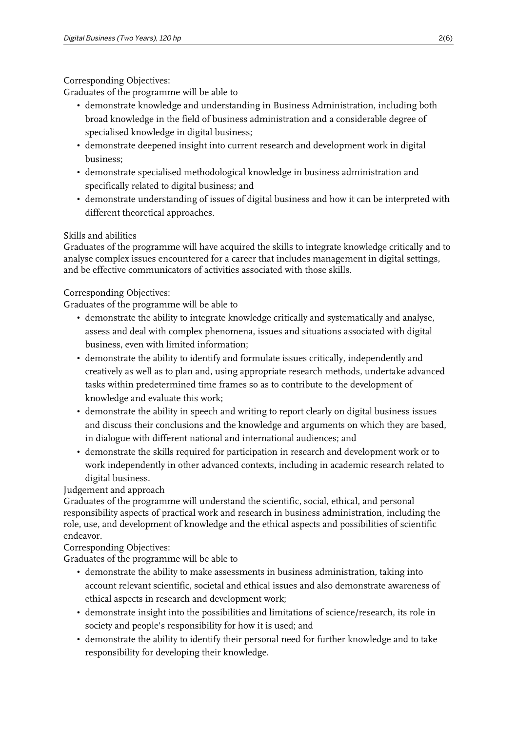Corresponding Objectives:
Graduates of the programme will be able to

- demonstrate knowledge and understanding in Business Administration, including both broad knowledge in the field of business administration and a considerable degree of specialised knowledge in digital business;
- demonstrate deepened insight into current research and development work in digital business;
- demonstrate specialised methodological knowledge in business administration and specifically related to digital business; and
- demonstrate understanding of issues of digital business and how it can be interpreted with different theoretical approaches.

Skills and abilities
Graduates of the programme will have acquired the skills to integrate knowledge critically and to analyse complex issues encountered for a career that includes management in digital settings, and be effective communicators of activities associated with those skills.

Corresponding Objectives:
Graduates of the programme will be able to

- demonstrate the ability to integrate knowledge critically and systematically and analyse, assess and deal with complex phenomena, issues and situations associated with digital business, even with limited information;
- demonstrate the ability to identify and formulate issues critically, independently and creatively as well as to plan and, using appropriate research methods, undertake advanced tasks within predetermined time frames so as to contribute to the development of knowledge and evaluate this work;
- demonstrate the ability in speech and writing to report clearly on digital business issues and discuss their conclusions and the knowledge and arguments on which they are based, in dialogue with different national and international audiences; and
- demonstrate the skills required for participation in research and development work or to work independently in other advanced contexts, including in academic research related to digital business.

Judgement and approach
Graduates of the programme will understand the scientific, social, ethical, and personal responsibility aspects of practical work and research in business administration, including the role, use, and development of knowledge and the ethical aspects and possibilities of scientific endeavor.
Corresponding Objectives:
Graduates of the programme will be able to

- demonstrate the ability to make assessments in business administration, taking into account relevant scientific, societal and ethical issues and also demonstrate awareness of ethical aspects in research and development work;
- demonstrate insight into the possibilities and limitations of science/research, its role in society and people's responsibility for how it is used; and
- demonstrate the ability to identify their personal need for further knowledge and to take responsibility for developing their knowledge.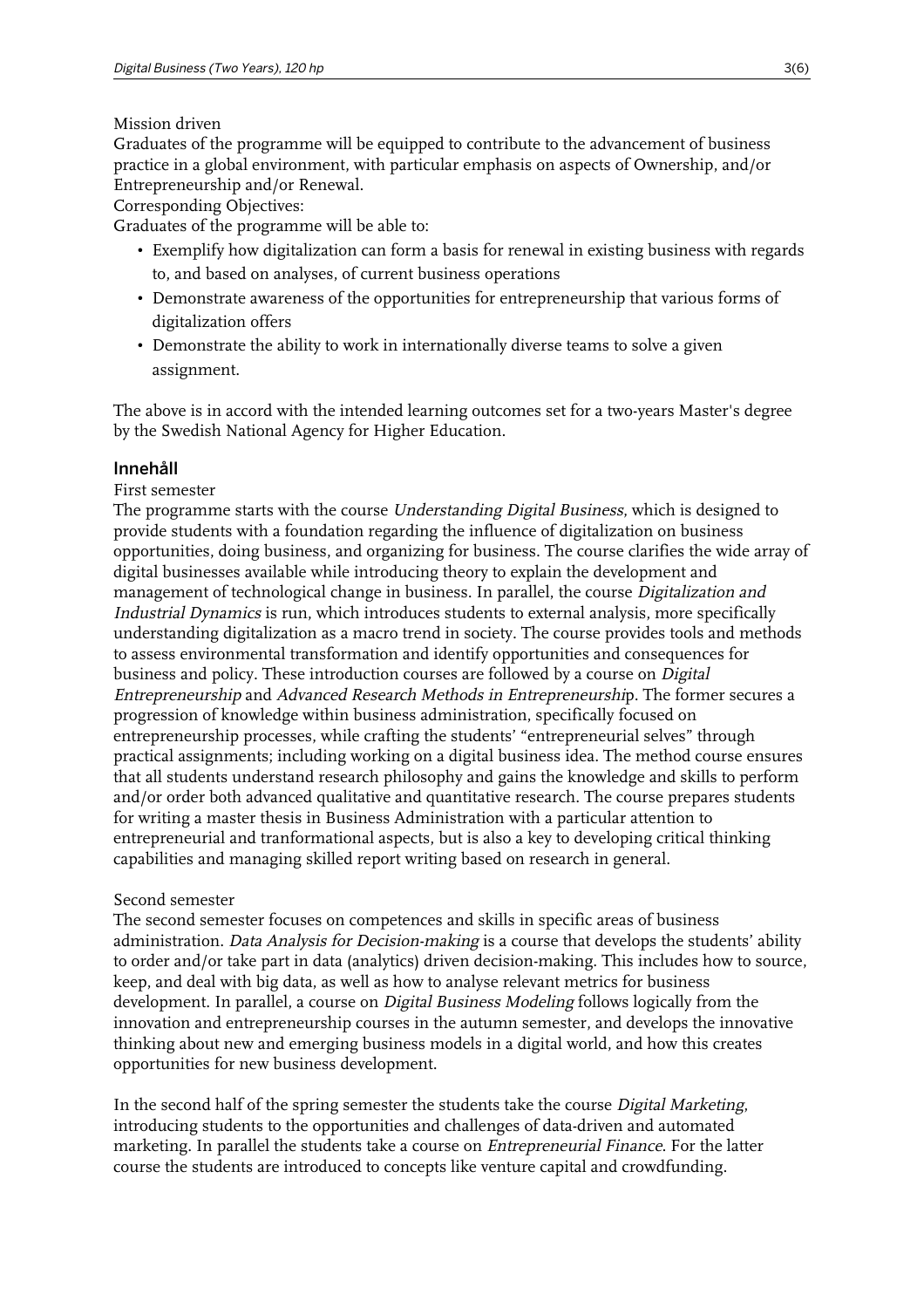Mission driven

Graduates of the programme will be equipped to contribute to the advancement of business practice in a global environment, with particular emphasis on aspects of Ownership, and/or Entrepreneurship and/or Renewal.

Corresponding Objectives:

Graduates of the programme will be able to:

- Exemplify how digitalization can form a basis for renewal in existing business with regards to, and based on analyses, of current business operations
- Demonstrate awareness of the opportunities for entrepreneurship that various forms of digitalization offers
- Demonstrate the ability to work in internationally diverse teams to solve a given assignment.

The above is in accord with the intended learning outcomes set for a two-years Master's degree by the Swedish National Agency for Higher Education.

## Innehåll

First semester

The programme starts with the course *Understanding Digital Business*, which is designed to provide students with a foundation regarding the influence of digitalization on business opportunities, doing business, and organizing for business. The course clarifies the wide array of digital businesses available while introducing theory to explain the development and management of technological change in business. In parallel, the course *Digitalization and Industrial Dynamics* is run, which introduces students to external analysis, more specifically understanding digitalization as a macro trend in society. The course provides tools and methods to assess environmental transformation and identify opportunities and consequences for business and policy. These introduction courses are followed by a course on *Digital Entrepreneurship* and *Advanced Research Methods in Entrepreneurshi*p. The former secures a progression of knowledge within business administration, specifically focused on entrepreneurship processes, while crafting the students' "entrepreneurial selves" through practical assignments; including working on a digital business idea. The method course ensures that all students understand research philosophy and gains the knowledge and skills to perform and/or order both advanced qualitative and quantitative research. The course prepares students for writing a master thesis in Business Administration with a particular attention to entrepreneurial and tranformational aspects, but is also a key to developing critical thinking capabilities and managing skilled report writing based on research in general.

Second semester

The second semester focuses on competences and skills in specific areas of business administration. *Data Analysis for Decision-making* is a course that develops the students' ability to order and/or take part in data (analytics) driven decision-making. This includes how to source, keep, and deal with big data, as well as how to analyse relevant metrics for business development. In parallel, a course on *Digital Business Modeling* follows logically from the innovation and entrepreneurship courses in the autumn semester, and develops the innovative thinking about new and emerging business models in a digital world, and how this creates opportunities for new business development.

In the second half of the spring semester the students take the course *Digital Marketing*, introducing students to the opportunities and challenges of data-driven and automated marketing. In parallel the students take a course on *Entrepreneurial Finance*. For the latter course the students are introduced to concepts like venture capital and crowdfunding.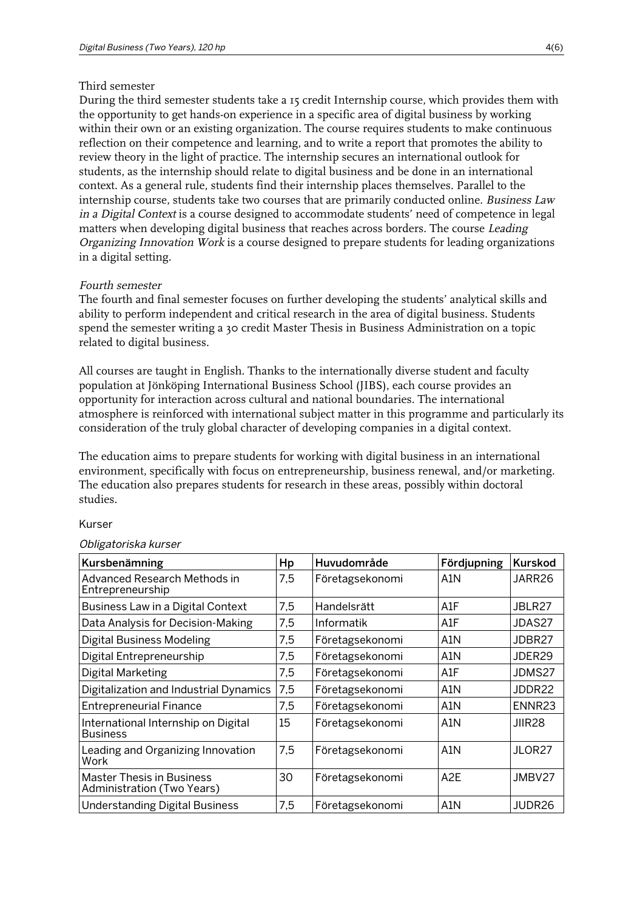Third semester

During the third semester students take a 15 credit Internship course, which provides them with the opportunity to get hands-on experience in a specific area of digital business by working within their own or an existing organization. The course requires students to make continuous reflection on their competence and learning, and to write a report that promotes the ability to review theory in the light of practice. The internship secures an international outlook for students, as the internship should relate to digital business and be done in an international context. As a general rule, students find their internship places themselves. Parallel to the internship course, students take two courses that are primarily conducted online. *Business Law in a Digital Context* is a course designed to accommodate students' need of competence in legal matters when developing digital business that reaches across borders. The course *Leading Organizing Innovation Work* is a course designed to prepare students for leading organizations in a digital setting.

*Fourth semester*

The fourth and final semester focuses on further developing the students' analytical skills and ability to perform independent and critical research in the area of digital business. Students spend the semester writing a 30 credit Master Thesis in Business Administration on a topic related to digital business.

All courses are taught in English. Thanks to the internationally diverse student and faculty population at Jönköping International Business School (JIBS), each course provides an opportunity for interaction across cultural and national boundaries. The international atmosphere is reinforced with international subject matter in this programme and particularly its consideration of the truly global character of developing companies in a digital context.

The education aims to prepare students for working with digital business in an international environment, specifically with focus on entrepreneurship, business renewal, and/or marketing. The education also prepares students for research in these areas, possibly within doctoral studies.

Kurser

*Obligatoriska kurser*

| Kursbenämning | Hp | Huvudområde | Fördjupning | Kurskod |
|---|---|---|---|---|
| Advanced Research Methods in Entrepreneurship | 7,5 | Företagsekonomi | A1N | JARR26 |
| Business Law in a Digital Context | 7,5 | Handelsrätt | A1F | JBLR27 |
| Data Analysis for Decision-Making | 7,5 | Informatik | A1F | JDAS27 |
| Digital Business Modeling | 7,5 | Företagsekonomi | A1N | JDBR27 |
| Digital Entrepreneurship | 7,5 | Företagsekonomi | A1N | JDER29 |
| Digital Marketing | 7,5 | Företagsekonomi | A1F | JDMS27 |
| Digitalization and Industrial Dynamics | 7,5 | Företagsekonomi | A1N | JDDR22 |
| Entrepreneurial Finance | 7,5 | Företagsekonomi | A1N | ENNR23 |
| International Internship on Digital Business | 15 | Företagsekonomi | A1N | JIIR28 |
| Leading and Organizing Innovation Work | 7,5 | Företagsekonomi | A1N | JLOR27 |
| Master Thesis in Business Administration (Two Years) | 30 | Företagsekonomi | A2E | JMBV27 |
| Understanding Digital Business | 7,5 | Företagsekonomi | A1N | JUDR26 |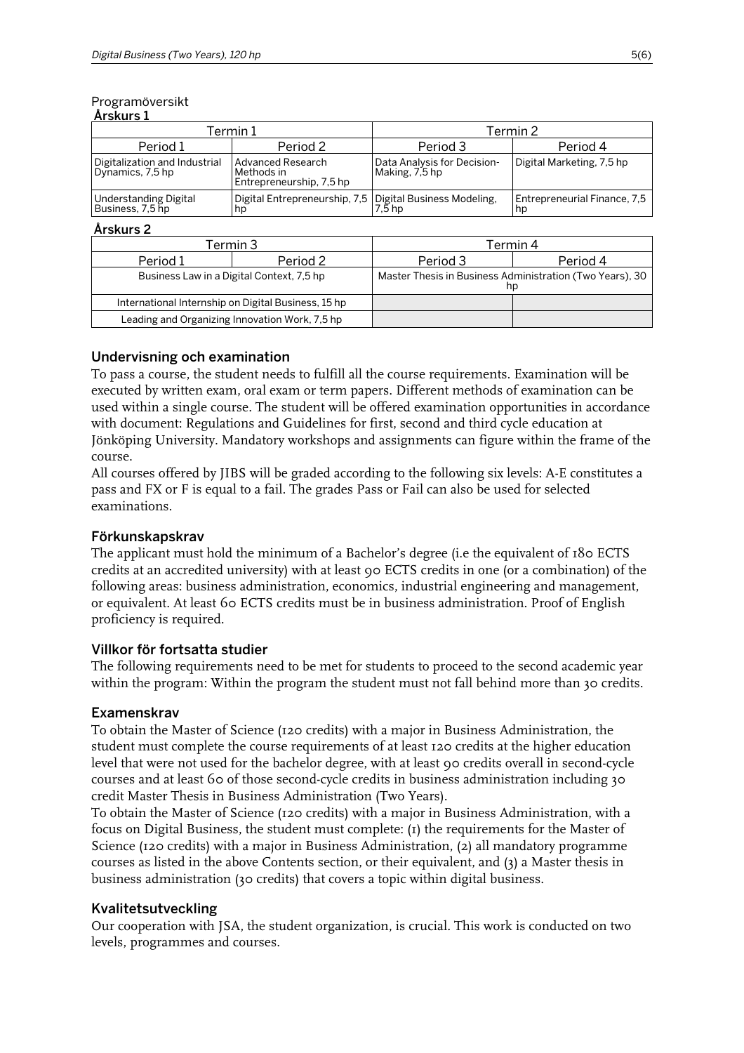Programöversikt

**Årskurs 1**

| Termin 1 | | Termin 2 | |
|---|---|---|---|
| Period 1 | Period 2 | Period 3 | Period 4 |
| Digitalization and Industrial Dynamics, 7,5 hp | Advanced Research Methods in Entrepreneurship, 7,5 hp | Data Analysis for Decision-Making, 7,5 hp | Digital Marketing, 7,5 hp |
| Understanding Digital Business, 7,5 hp | Digital Entrepreneurship, 7,5 hp | Digital Business Modeling, 7,5 hp | Entrepreneurial Finance, 7,5 hp |

**Årskurs 2**

| Termin 3 | | Termin 4 | |
|---|---|---|---|
| Period 1 | Period 2 | Period 3 | Period 4 |
| Business Law in a Digital Context, 7,5 hp | | Master Thesis in Business Administration (Two Years), 30 hp | |
| International Internship on Digital Business, 15 hp | | | |
| Leading and Organizing Innovation Work, 7,5 hp | | | |

## Undervisning och examination

To pass a course, the student needs to fulfill all the course requirements. Examination will be executed by written exam, oral exam or term papers. Different methods of examination can be used within a single course. The student will be offered examination opportunities in accordance with document: Regulations and Guidelines for first, second and third cycle education at Jönköping University. Mandatory workshops and assignments can figure within the frame of the course.

All courses offered by JIBS will be graded according to the following six levels: A-E constitutes a pass and FX or F is equal to a fail. The grades Pass or Fail can also be used for selected examinations.

## Förkunskapskrav

The applicant must hold the minimum of a Bachelor's degree (i.e the equivalent of 180 ECTS credits at an accredited university) with at least 90 ECTS credits in one (or a combination) of the following areas: business administration, economics, industrial engineering and management, or equivalent. At least 60 ECTS credits must be in business administration. Proof of English proficiency is required.

## Villkor för fortsatta studier

The following requirements need to be met for students to proceed to the second academic year within the program: Within the program the student must not fall behind more than 30 credits.

## Examenskrav

To obtain the Master of Science (120 credits) with a major in Business Administration, the student must complete the course requirements of at least 120 credits at the higher education level that were not used for the bachelor degree, with at least 90 credits overall in second-cycle courses and at least 60 of those second-cycle credits in business administration including 30 credit Master Thesis in Business Administration (Two Years).

To obtain the Master of Science (120 credits) with a major in Business Administration, with a focus on Digital Business, the student must complete: (1) the requirements for the Master of Science (120 credits) with a major in Business Administration, (2) all mandatory programme courses as listed in the above Contents section, or their equivalent, and (3) a Master thesis in business administration (30 credits) that covers a topic within digital business.

## Kvalitetsutveckling

Our cooperation with JSA, the student organization, is crucial. This work is conducted on two levels, programmes and courses.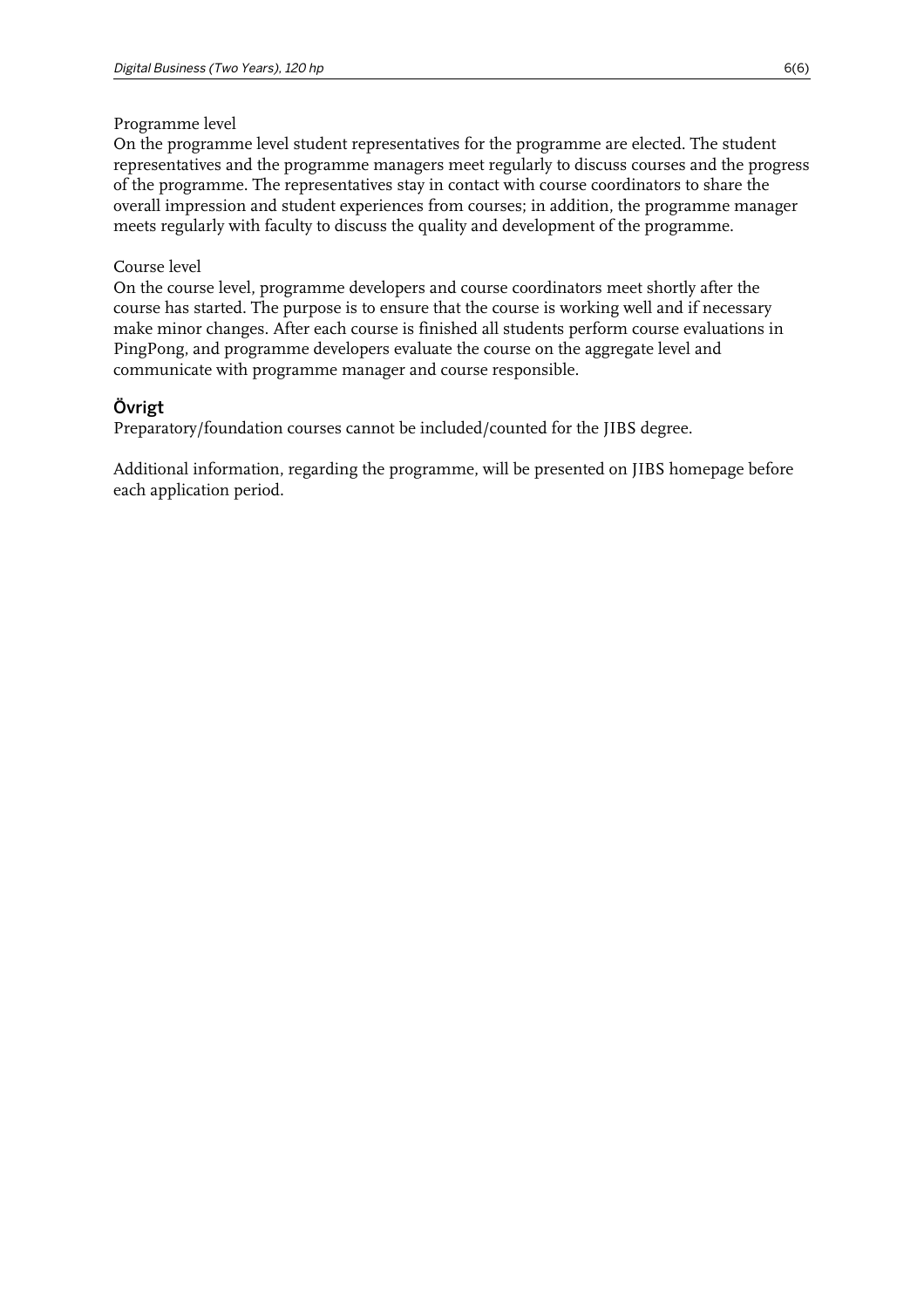Programme level

On the programme level student representatives for the programme are elected. The student representatives and the programme managers meet regularly to discuss courses and the progress of the programme. The representatives stay in contact with course coordinators to share the overall impression and student experiences from courses; in addition, the programme manager meets regularly with faculty to discuss the quality and development of the programme.

Course level

On the course level, programme developers and course coordinators meet shortly after the course has started. The purpose is to ensure that the course is working well and if necessary make minor changes. After each course is finished all students perform course evaluations in PingPong, and programme developers evaluate the course on the aggregate level and communicate with programme manager and course responsible.

## Övrigt

Preparatory/foundation courses cannot be included/counted for the JIBS degree.

Additional information, regarding the programme, will be presented on JIBS homepage before each application period.